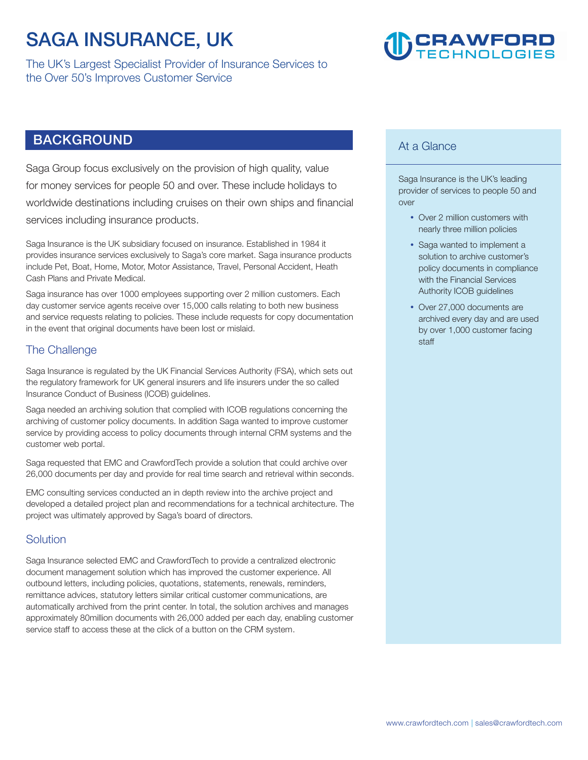# SAGA INSURANCE, UK

The UK's Largest Specialist Provider of Insurance Services to the Over 50's Improves Customer Service

## BACKGROUND

Saga Group focus exclusively on the provision of high quality, value for money services for people 50 and over. These include holidays to worldwide destinations including cruises on their own ships and financial services including insurance products.

Saga Insurance is the UK subsidiary focused on insurance. Established in 1984 it provides insurance services exclusively to Saga's core market. Saga insurance products include Pet, Boat, Home, Motor, Motor Assistance, Travel, Personal Accident, Heath Cash Plans and Private Medical.

Saga insurance has over 1000 employees supporting over 2 million customers. Each day customer service agents receive over 15,000 calls relating to both new business and service requests relating to policies. These include requests for copy documentation in the event that original documents have been lost or mislaid.

### The Challenge

Saga Insurance is regulated by the UK Financial Services Authority (FSA), which sets out the regulatory framework for UK general insurers and life insurers under the so called Insurance Conduct of Business (ICOB) guidelines.

Saga needed an archiving solution that complied with ICOB regulations concerning the archiving of customer policy documents. In addition Saga wanted to improve customer service by providing access to policy documents through internal CRM systems and the customer web portal.

Saga requested that EMC and CrawfordTech provide a solution that could archive over 26,000 documents per day and provide for real time search and retrieval within seconds.

EMC consulting services conducted an in depth review into the archive project and developed a detailed project plan and recommendations for a technical architecture. The project was ultimately approved by Saga's board of directors.

### Solution

Saga Insurance selected EMC and CrawfordTech to provide a centralized electronic document management solution which has improved the customer experience. All outbound letters, including policies, quotations, statements, renewals, reminders, remittance advices, statutory letters similar critical customer communications, are automatically archived from the print center. In total, the solution archives and manages approximately 80million documents with 26,000 added per each day, enabling customer service staff to access these at the click of a button on the CRM system.

### At a Glance

Saga Insurance is the UK's leading provider of services to people 50 and over

- Over 2 million customers with nearly three million policies
- Saga wanted to implement a solution to archive customer's policy documents in compliance with the Financial Services Authority ICOB guidelines
- Over 27,000 documents are archived every day and are used by over 1,000 customer facing staff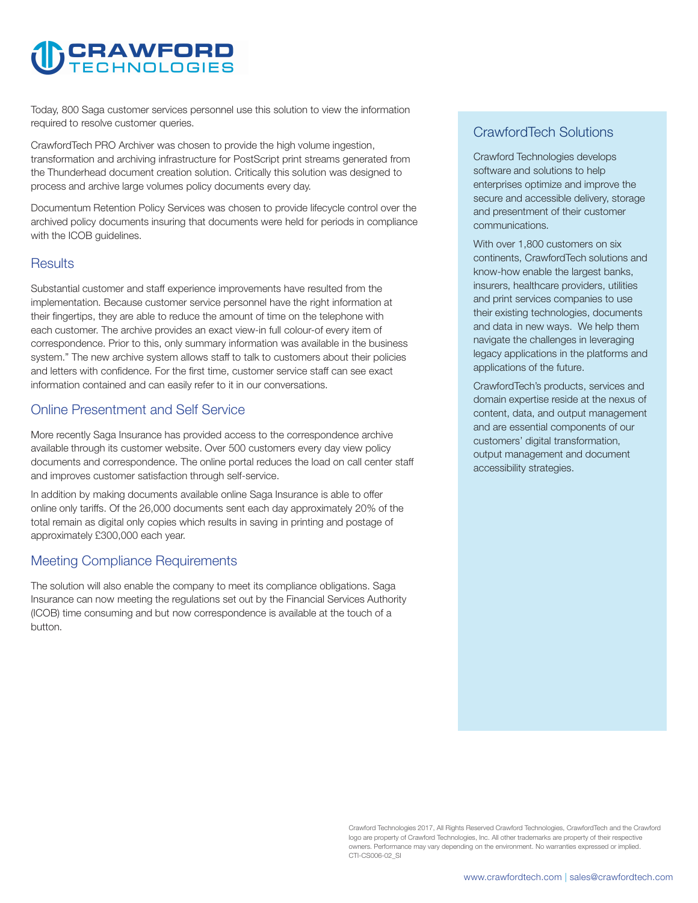Today, 800 Saga customer services personnel use this solution to view the information required to resolve customer queries.

CrawfordTech PRO Archiver was chosen to provide the high volume ingestion, transformation and archiving infrastructure for PostScript print streams generated from the Thunderhead document creation solution. Critically this solution was designed to process and archive large volumes policy documents every day.

Documentum Retention Policy Services was chosen to provide lifecycle control over the archived policy documents insuring that documents were held for periods in compliance with the ICOB guidelines.

## Results

Substantial customer and staff experience improvements have resulted from the implementation. Because customer service personnel have the right information at their fingertips, they are able to reduce the amount of time on the telephone with each customer. The archive provides an exact view-in full colour-of every item of correspondence. Prior to this, only summary information was available in the business system." The new archive system allows staff to talk to customers about their policies and letters with confidence. For the first time, customer service staff can see exact information contained and can easily refer to it in our conversations.

## Online Presentment and Self Service

More recently Saga Insurance has provided access to the correspondence archive available through its customer website. Over 500 customers every day view policy documents and correspondence. The online portal reduces the load on call center staff and improves customer satisfaction through self-service.

In addition by making documents available online Saga Insurance is able to offer online only tariffs. Of the 26,000 documents sent each day approximately 20% of the total remain as digital only copies which results in saving in printing and postage of approximately £300,000 each year.

## Meeting Compliance Requirements

The solution will also enable the company to meet its compliance obligations. Saga Insurance can now meeting the regulations set out by the Financial Services Authority (ICOB) time consuming and but now correspondence is available at the touch of a button.

## CrawfordTech Solutions

Crawford Technologies develops software and solutions to help enterprises optimize and improve the secure and accessible delivery, storage and presentment of their customer communications.

With over 1,800 customers on six continents, CrawfordTech solutions and know-how enable the largest banks, insurers, healthcare providers, utilities and print services companies to use their existing technologies, documents and data in new ways. We help them navigate the challenges in leveraging legacy applications in the platforms and applications of the future.

CrawfordTech's products, services and domain expertise reside at the nexus of content, data, and output management and are essential components of our customers' digital transformation, output management and document accessibility strategies.

Crawford Technologies 2017, All Rights Reserved Crawford Technologies, CrawfordTech and the Crawford logo are property of Crawford Technologies, Inc. All other trademarks are property of their respective owners. Performance may vary depending on the environment. No warranties expressed or implied. CTI-CS006-02_SI

www.crawfordtech.com | sales@crawfordtech.com